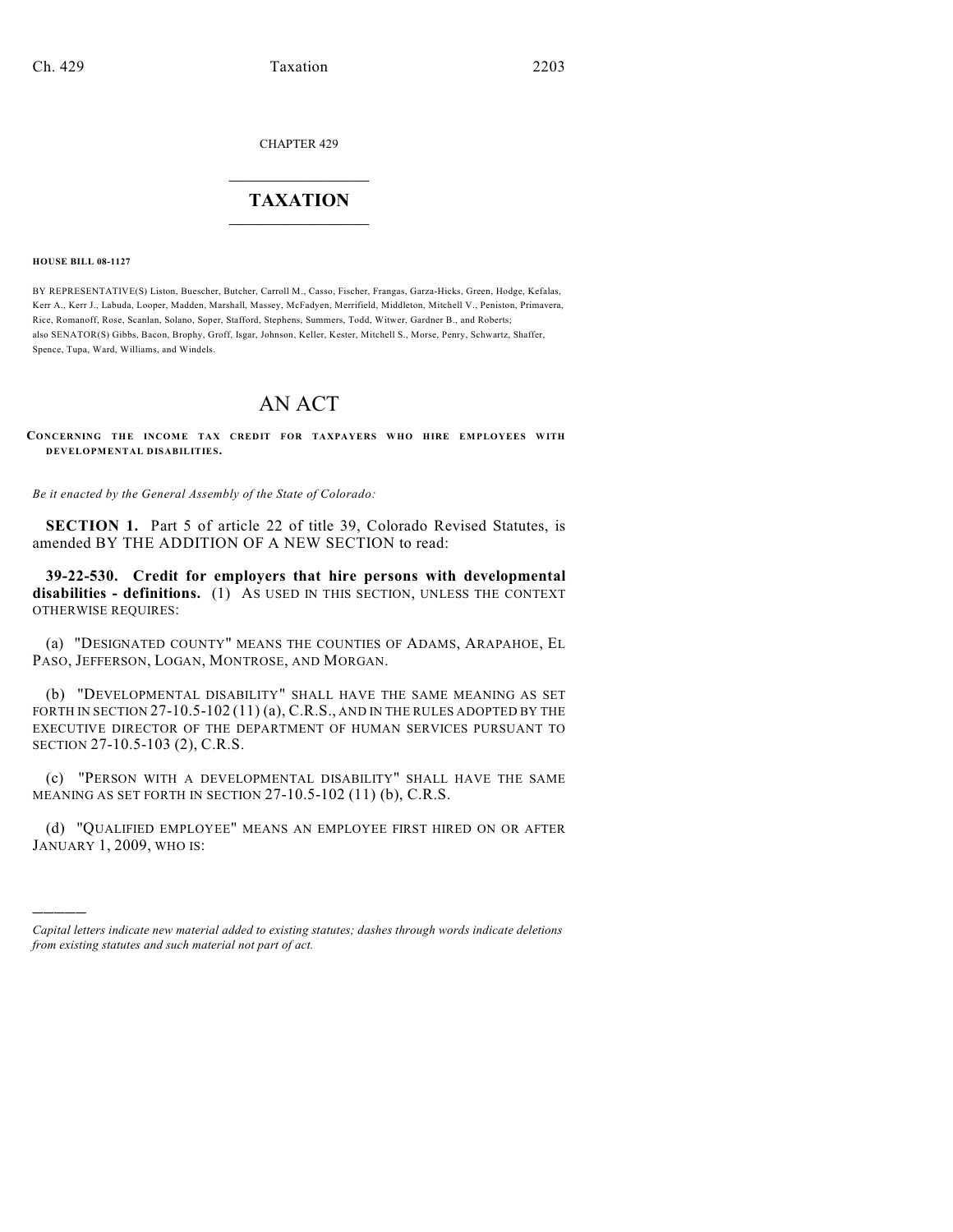CHAPTER 429

# TAXATION

**HOUSE BILL 08-1127**

BY REPRESENTATIVE(S) Liston, Buescher, Butcher, Carroll M., Casso, Fischer, Frangas, Garza-Hicks, Green, Hodge, Kefalas, Kerr A., Kerr J., Labuda, Looper, Madden, Marshall, Massey, McFadyen, Merrifield, Middleton, Mitchell V., Peniston, Primavera, Rice, Romanoff, Rose, Scanlan, Solano, Soper, Stafford, Stephens, Summers, Todd, Witwer, Gardner B., and Roberts;
also SENATOR(S) Gibbs, Bacon, Brophy, Groff, Isgar, Johnson, Keller, Kester, Mitchell S., Morse, Penry, Schwartz, Shaffer, Spence, Tupa, Ward, Williams, and Windels.

# AN ACT

**CONCERNING THE INCOME TAX CREDIT FOR TAXPAYERS WHO HIRE EMPLOYEES WITH DEVELOPMENTAL DISABILITIES.**

*Be it enacted by the General Assembly of the State of Colorado:*

**SECTION 1.** Part 5 of article 22 of title 39, Colorado Revised Statutes, is amended BY THE ADDITION OF A NEW SECTION to read:

**39-22-530. Credit for employers that hire persons with developmental disabilities - definitions.** (1) AS USED IN THIS SECTION, UNLESS THE CONTEXT OTHERWISE REQUIRES:

(a) "DESIGNATED COUNTY" MEANS THE COUNTIES OF ADAMS, ARAPAHOE, EL PASO, JEFFERSON, LOGAN, MONTROSE, AND MORGAN.

(b) "DEVELOPMENTAL DISABILITY" SHALL HAVE THE SAME MEANING AS SET FORTH IN SECTION 27-10.5-102 (11) (a), C.R.S., AND IN THE RULES ADOPTED BY THE EXECUTIVE DIRECTOR OF THE DEPARTMENT OF HUMAN SERVICES PURSUANT TO SECTION 27-10.5-103 (2), C.R.S.

(c) "PERSON WITH A DEVELOPMENTAL DISABILITY" SHALL HAVE THE SAME MEANING AS SET FORTH IN SECTION 27-10.5-102 (11) (b), C.R.S.

(d) "QUALIFIED EMPLOYEE" MEANS AN EMPLOYEE FIRST HIRED ON OR AFTER JANUARY 1, 2009, WHO IS:

---

*Capital letters indicate new material added to existing statutes; dashes through words indicate deletions from existing statutes and such material not part of act.*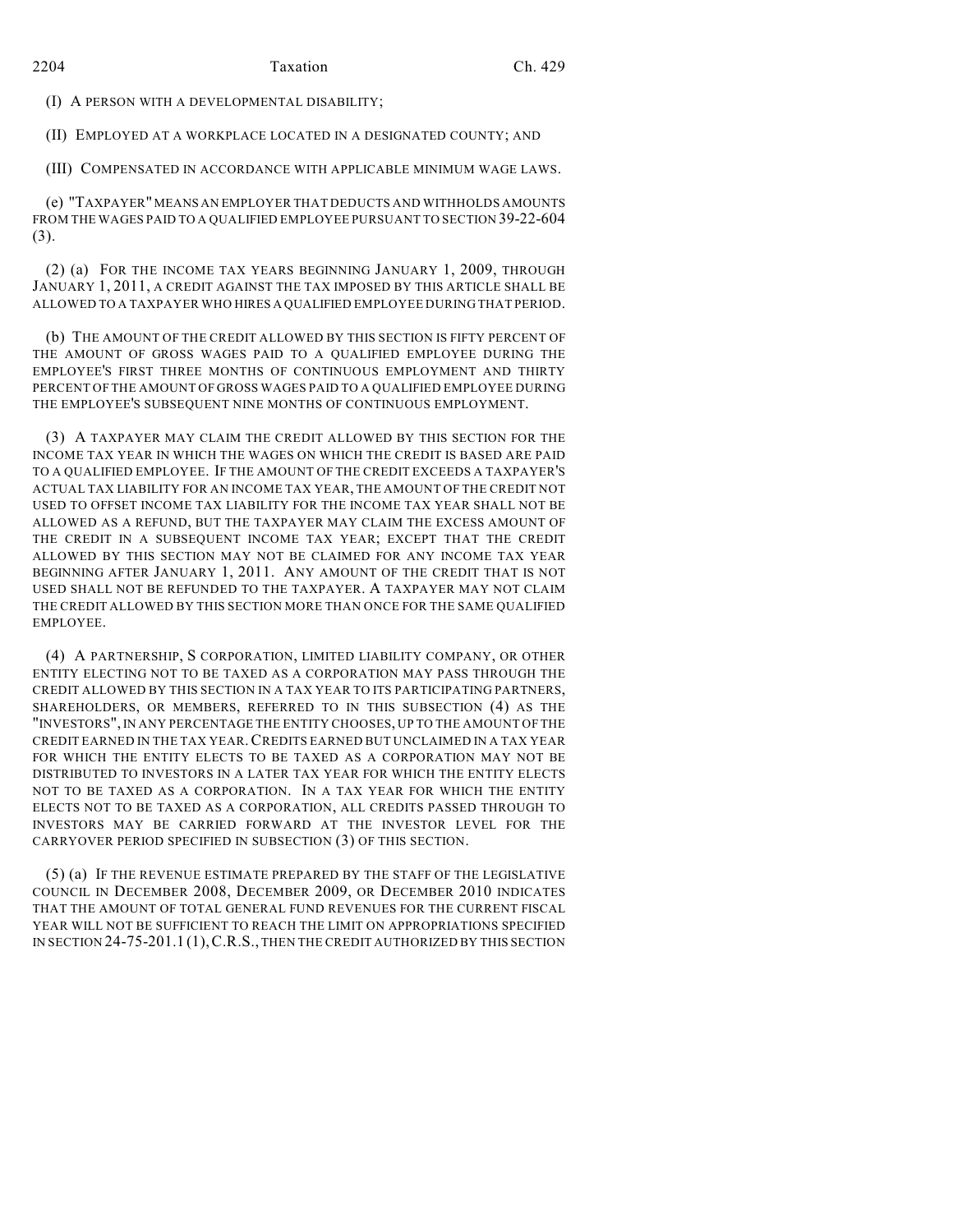(I) A PERSON WITH A DEVELOPMENTAL DISABILITY;

(II) EMPLOYED AT A WORKPLACE LOCATED IN A DESIGNATED COUNTY; AND

(III) COMPENSATED IN ACCORDANCE WITH APPLICABLE MINIMUM WAGE LAWS.

(e) "TAXPAYER" MEANS AN EMPLOYER THAT DEDUCTS AND WITHHOLDS AMOUNTS FROM THE WAGES PAID TO A QUALIFIED EMPLOYEE PURSUANT TO SECTION 39-22-604 (3).

(2) (a) FOR THE INCOME TAX YEARS BEGINNING JANUARY 1, 2009, THROUGH JANUARY 1, 2011, A CREDIT AGAINST THE TAX IMPOSED BY THIS ARTICLE SHALL BE ALLOWED TO A TAXPAYER WHO HIRES A QUALIFIED EMPLOYEE DURING THAT PERIOD.

(b) THE AMOUNT OF THE CREDIT ALLOWED BY THIS SECTION IS FIFTY PERCENT OF THE AMOUNT OF GROSS WAGES PAID TO A QUALIFIED EMPLOYEE DURING THE EMPLOYEE'S FIRST THREE MONTHS OF CONTINUOUS EMPLOYMENT AND THIRTY PERCENT OF THE AMOUNT OF GROSS WAGES PAID TO A QUALIFIED EMPLOYEE DURING THE EMPLOYEE'S SUBSEQUENT NINE MONTHS OF CONTINUOUS EMPLOYMENT.

(3) A TAXPAYER MAY CLAIM THE CREDIT ALLOWED BY THIS SECTION FOR THE INCOME TAX YEAR IN WHICH THE WAGES ON WHICH THE CREDIT IS BASED ARE PAID TO A QUALIFIED EMPLOYEE. IF THE AMOUNT OF THE CREDIT EXCEEDS A TAXPAYER'S ACTUAL TAX LIABILITY FOR AN INCOME TAX YEAR, THE AMOUNT OF THE CREDIT NOT USED TO OFFSET INCOME TAX LIABILITY FOR THE INCOME TAX YEAR SHALL NOT BE ALLOWED AS A REFUND, BUT THE TAXPAYER MAY CLAIM THE EXCESS AMOUNT OF THE CREDIT IN A SUBSEQUENT INCOME TAX YEAR; EXCEPT THAT THE CREDIT ALLOWED BY THIS SECTION MAY NOT BE CLAIMED FOR ANY INCOME TAX YEAR BEGINNING AFTER JANUARY 1, 2011. ANY AMOUNT OF THE CREDIT THAT IS NOT USED SHALL NOT BE REFUNDED TO THE TAXPAYER. A TAXPAYER MAY NOT CLAIM THE CREDIT ALLOWED BY THIS SECTION MORE THAN ONCE FOR THE SAME QUALIFIED EMPLOYEE.

(4) A PARTNERSHIP, S CORPORATION, LIMITED LIABILITY COMPANY, OR OTHER ENTITY ELECTING NOT TO BE TAXED AS A CORPORATION MAY PASS THROUGH THE CREDIT ALLOWED BY THIS SECTION IN A TAX YEAR TO ITS PARTICIPATING PARTNERS, SHAREHOLDERS, OR MEMBERS, REFERRED TO IN THIS SUBSECTION (4) AS THE "INVESTORS", IN ANY PERCENTAGE THE ENTITY CHOOSES, UP TO THE AMOUNT OF THE CREDIT EARNED IN THE TAX YEAR. CREDITS EARNED BUT UNCLAIMED IN A TAX YEAR FOR WHICH THE ENTITY ELECTS TO BE TAXED AS A CORPORATION MAY NOT BE DISTRIBUTED TO INVESTORS IN A LATER TAX YEAR FOR WHICH THE ENTITY ELECTS NOT TO BE TAXED AS A CORPORATION. IN A TAX YEAR FOR WHICH THE ENTITY ELECTS NOT TO BE TAXED AS A CORPORATION, ALL CREDITS PASSED THROUGH TO INVESTORS MAY BE CARRIED FORWARD AT THE INVESTOR LEVEL FOR THE CARRYOVER PERIOD SPECIFIED IN SUBSECTION (3) OF THIS SECTION.

(5) (a) IF THE REVENUE ESTIMATE PREPARED BY THE STAFF OF THE LEGISLATIVE COUNCIL IN DECEMBER 2008, DECEMBER 2009, OR DECEMBER 2010 INDICATES THAT THE AMOUNT OF TOTAL GENERAL FUND REVENUES FOR THE CURRENT FISCAL YEAR WILL NOT BE SUFFICIENT TO REACH THE LIMIT ON APPROPRIATIONS SPECIFIED IN SECTION 24-75-201.1 (1), C.R.S., THEN THE CREDIT AUTHORIZED BY THIS SECTION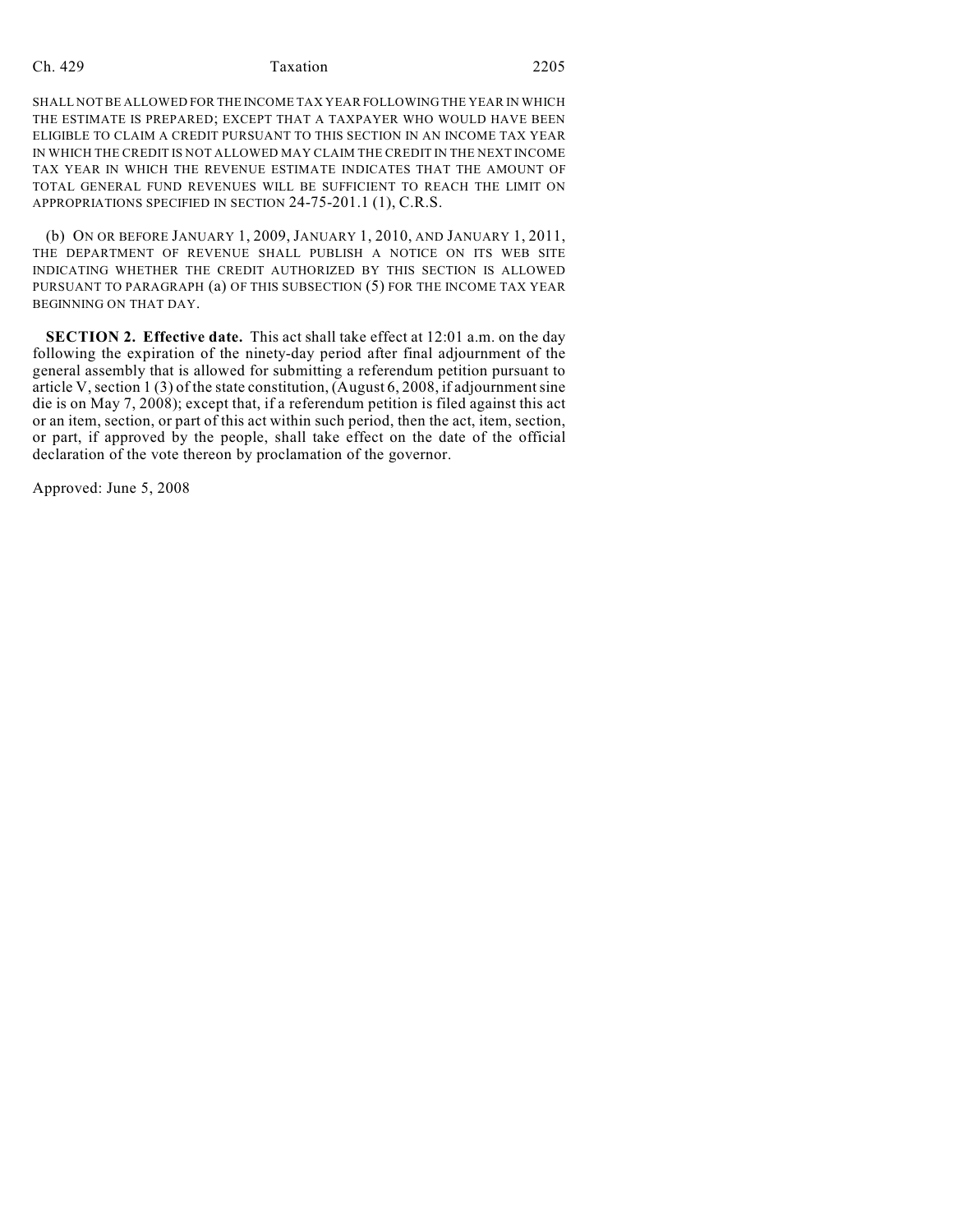SHALL NOT BE ALLOWED FOR THE INCOME TAX YEAR FOLLOWING THE YEAR IN WHICH THE ESTIMATE IS PREPARED; EXCEPT THAT A TAXPAYER WHO WOULD HAVE BEEN ELIGIBLE TO CLAIM A CREDIT PURSUANT TO THIS SECTION IN AN INCOME TAX YEAR IN WHICH THE CREDIT IS NOT ALLOWED MAY CLAIM THE CREDIT IN THE NEXT INCOME TAX YEAR IN WHICH THE REVENUE ESTIMATE INDICATES THAT THE AMOUNT OF TOTAL GENERAL FUND REVENUES WILL BE SUFFICIENT TO REACH THE LIMIT ON APPROPRIATIONS SPECIFIED IN SECTION 24-75-201.1 (1), C.R.S.

(b) ON OR BEFORE JANUARY 1, 2009, JANUARY 1, 2010, AND JANUARY 1, 2011, THE DEPARTMENT OF REVENUE SHALL PUBLISH A NOTICE ON ITS WEB SITE INDICATING WHETHER THE CREDIT AUTHORIZED BY THIS SECTION IS ALLOWED PURSUANT TO PARAGRAPH (a) OF THIS SUBSECTION (5) FOR THE INCOME TAX YEAR BEGINNING ON THAT DAY.

**SECTION 2. Effective date.** This act shall take effect at 12:01 a.m. on the day following the expiration of the ninety-day period after final adjournment of the general assembly that is allowed for submitting a referendum petition pursuant to article V, section 1 (3) of the state constitution, (August 6, 2008, if adjournment sine die is on May 7, 2008); except that, if a referendum petition is filed against this act or an item, section, or part of this act within such period, then the act, item, section, or part, if approved by the people, shall take effect on the date of the official declaration of the vote thereon by proclamation of the governor.

Approved: June 5, 2008